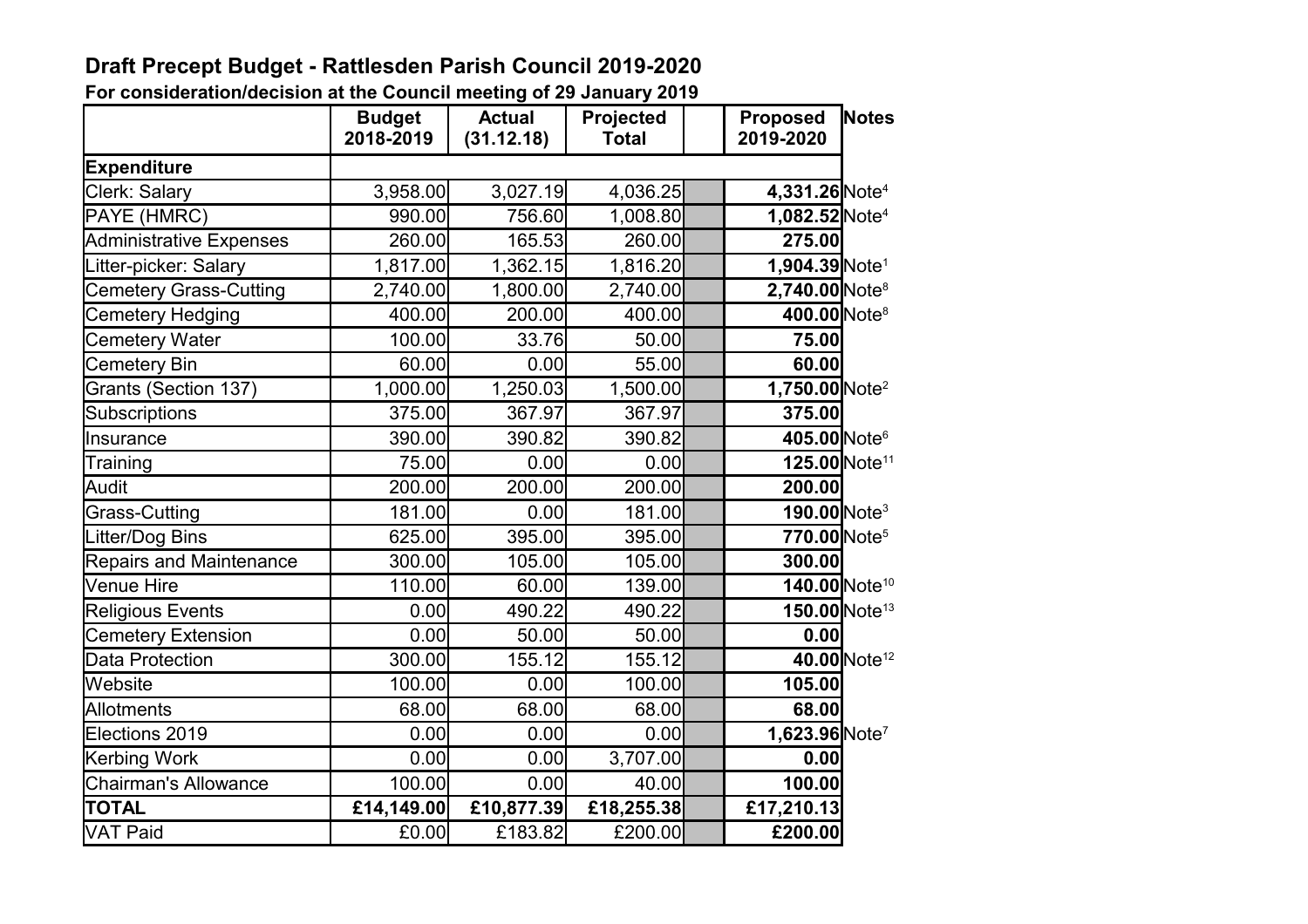# Draft Precept Budget - Rattlesden Parish Council 2019-2020

**For consideration/decision at the Council meeting of 29 January 2019**

| | Budget 2018-2019 | Actual (31.12.18) | Projected Total | | Proposed 2019-2020 | Notes |
|---|---|---|---|---|---|---|
| **Expenditure** | | | | | | |
| Clerk: Salary | 3,958.00 | 3,027.19 | 4,036.25 | | **4,331.26** | Note[4] |
| PAYE (HMRC) | 990.00 | 756.60 | 1,008.80 | | **1,082.52** | Note[4] |
| Administrative Expenses | 260.00 | 165.53 | 260.00 | | **275.00** | |
| Litter-picker: Salary | 1,817.00 | 1,362.15 | 1,816.20 | | **1,904.39** | Note[1] |
| Cemetery Grass-Cutting | 2,740.00 | 1,800.00 | 2,740.00 | | **2,740.00** | Note[8] |
| Cemetery Hedging | 400.00 | 200.00 | 400.00 | | **400.00** | Note[8] |
| Cemetery Water | 100.00 | 33.76 | 50.00 | | **75.00** | |
| Cemetery Bin | 60.00 | 0.00 | 55.00 | | **60.00** | |
| Grants (Section 137) | 1,000.00 | 1,250.03 | 1,500.00 | | **1,750.00** | Note[2] |
| Subscriptions | 375.00 | 367.97 | 367.97 | | **375.00** | |
| Insurance | 390.00 | 390.82 | 390.82 | | **405.00** | Note[6] |
| Training | 75.00 | 0.00 | 0.00 | | **125.00** | Note[11] |
| Audit | 200.00 | 200.00 | 200.00 | | **200.00** | |
| Grass-Cutting | 181.00 | 0.00 | 181.00 | | **190.00** | Note[3] |
| Litter/Dog Bins | 625.00 | 395.00 | 395.00 | | **770.00** | Note[5] |
| Repairs and Maintenance | 300.00 | 105.00 | 105.00 | | **300.00** | |
| Venue Hire | 110.00 | 60.00 | 139.00 | | **140.00** | Note[10] |
| Religious Events | 0.00 | 490.22 | 490.22 | | **150.00** | Note[13] |
| Cemetery Extension | 0.00 | 50.00 | 50.00 | | **0.00** | |
| Data Protection | 300.00 | 155.12 | 155.12 | | **40.00** | Note[12] |
| Website | 100.00 | 0.00 | 100.00 | | **105.00** | |
| Allotments | 68.00 | 68.00 | 68.00 | | **68.00** | |
| Elections 2019 | 0.00 | 0.00 | 0.00 | | **1,623.96** | Note[7] |
| Kerbing Work | 0.00 | 0.00 | 3,707.00 | | **0.00** | |
| Chairman's Allowance | 100.00 | 0.00 | 40.00 | | **100.00** | |
| **TOTAL** | **£14,149.00** | **£10,877.39** | **£18,255.38** | | **£17,210.13** | |
| VAT Paid | £0.00 | £183.82 | £200.00 | | **£200.00** | |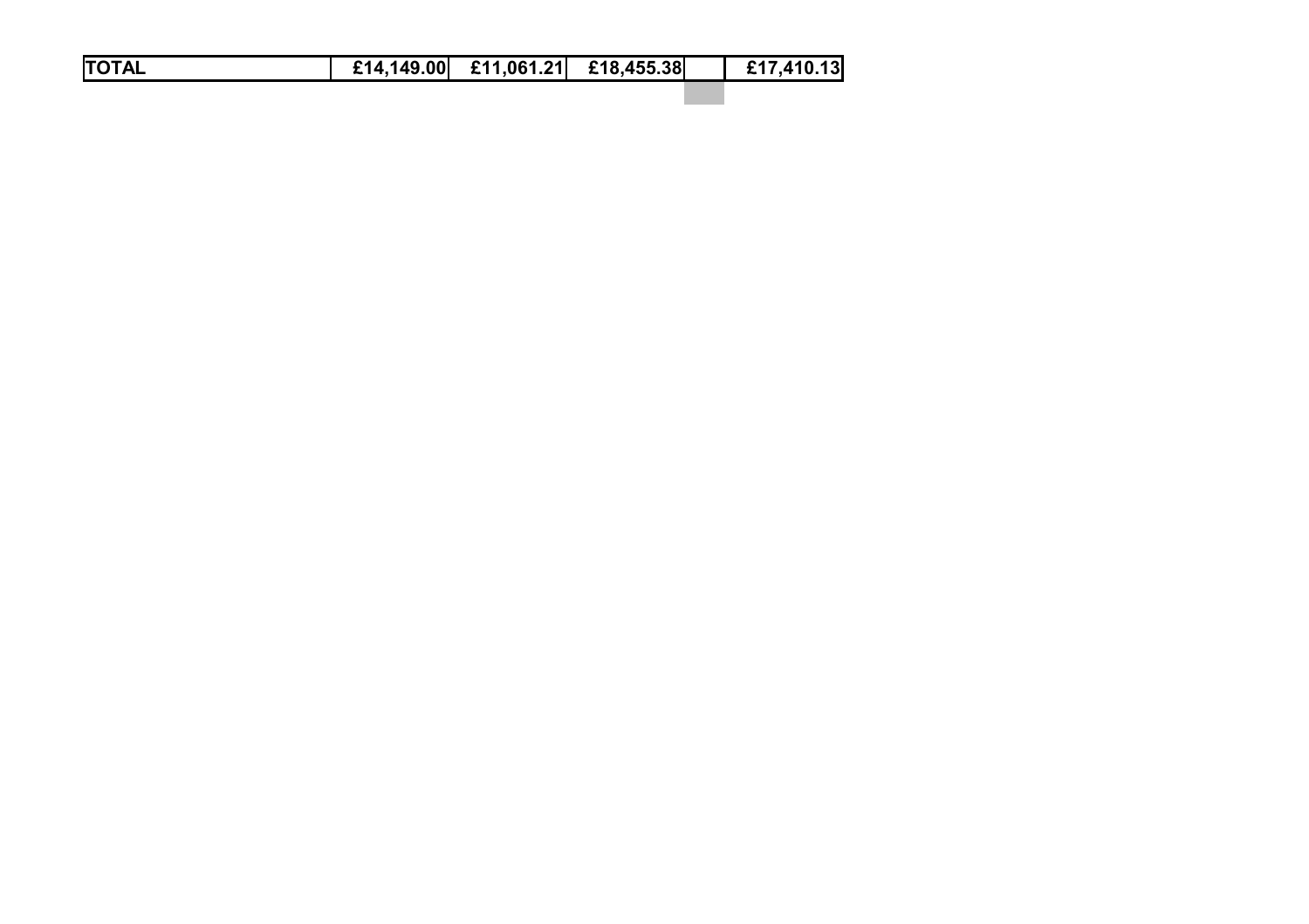| TOTAL | £14,149.00 | £11,061.21 | £18,455.38 | | £17,410.13 |
|---|---|---|---|---|---|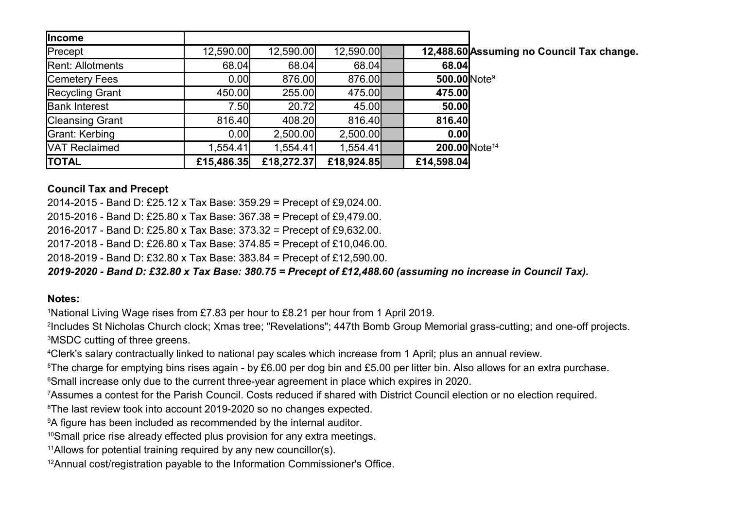| Income | | | | | | |
|---|---|---|---|---|---|---|
| Precept | 12,590.00 | 12,590.00 | 12,590.00 | | **12,488.60** | **Assuming no Council Tax change.** |
| Rent: Allotments | 68.04 | 68.04 | 68.04 | | **68.04** | |
| Cemetery Fees | 0.00 | 876.00 | 876.00 | | **500.00** | Note[9] |
| Recycling Grant | 450.00 | 255.00 | 475.00 | | **475.00** | |
| Bank Interest | 7.50 | 20.72 | 45.00 | | **50.00** | |
| Cleansing Grant | 816.40 | 408.20 | 816.40 | | **816.40** | |
| Grant: Kerbing | 0.00 | 2,500.00 | 2,500.00 | | **0.00** | |
| VAT Reclaimed | 1,554.41 | 1,554.41 | 1,554.41 | | **200.00** | Note[14] |
| **TOTAL** | **£15,486.35** | **£18,272.37** | **£18,924.85** | | **£14,598.04** | |

**Council Tax and Precept**

2014-2015 - Band D: £25.12 x Tax Base: 359.29 = Precept of £9,024.00.

2015-2016 - Band D: £25.80 x Tax Base: 367.38 = Precept of £9,479.00.

2016-2017 - Band D: £25.80 x Tax Base: 373.32 = Precept of £9,632.00.

2017-2018 - Band D: £26.80 x Tax Base: 374.85 = Precept of £10,046.00.

2018-2019 - Band D: £32.80 x Tax Base: 383.84 = Precept of £12,590.00.

***2019-2020 - Band D: £32.80 x Tax Base: 380.75 = Precept of £12,488.60 (assuming no increase in Council Tax).***

**Notes:**

[1]National Living Wage rises from £7.83 per hour to £8.21 per hour from 1 April 2019.

[2]Includes St Nicholas Church clock; Xmas tree; "Revelations"; 447th Bomb Group Memorial grass-cutting; and one-off projects.

[3]MSDC cutting of three greens.

[4]Clerk's salary contractually linked to national pay scales which increase from 1 April; plus an annual review.

[5]The charge for emptying bins rises again - by £6.00 per dog bin and £5.00 per litter bin. Also allows for an extra purchase.

[6]Small increase only due to the current three-year agreement in place which expires in 2020.

[7]Assumes a contest for the Parish Council. Costs reduced if shared with District Council election or no election required.

[8]The last review took into account 2019-2020 so no changes expected.

[9]A figure has been included as recommended by the internal auditor.

[10]Small price rise already effected plus provision for any extra meetings.

[11]Allows for potential training required by any new councillor(s).

[12]Annual cost/registration payable to the Information Commissioner's Office.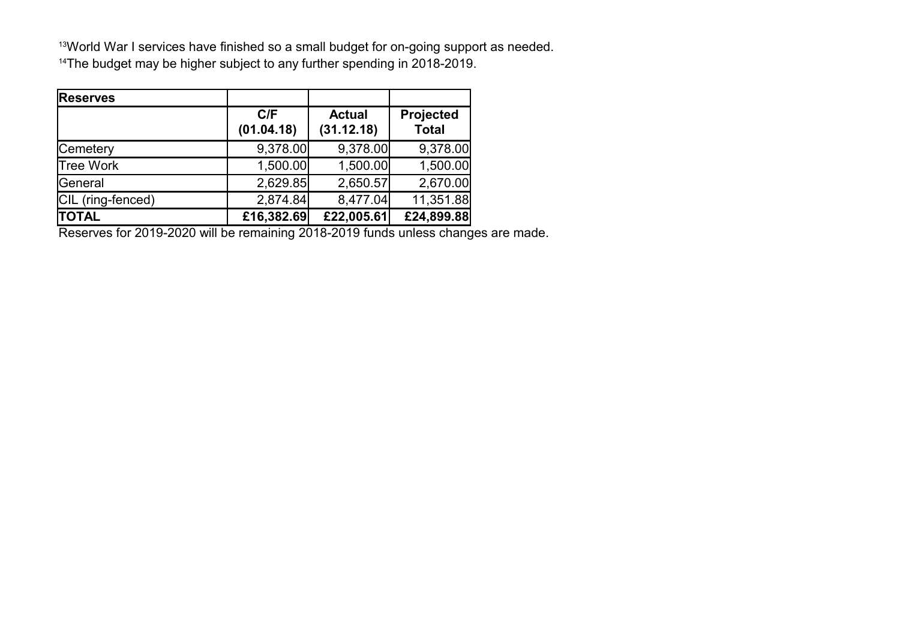[13]World War I services have finished so a small budget for on-going support as needed.
[14]The budget may be higher subject to any further spending in 2018-2019.

| **Reserves** | | | |
|---|---|---|---|
| | **C/F (01.04.18)** | **Actual (31.12.18)** | **Projected Total** |
| Cemetery | 9,378.00 | 9,378.00 | 9,378.00 |
| Tree Work | 1,500.00 | 1,500.00 | 1,500.00 |
| General | 2,629.85 | 2,650.57 | 2,670.00 |
| CIL (ring-fenced) | 2,874.84 | 8,477.04 | 11,351.88 |
| **TOTAL** | **£16,382.69** | **£22,005.61** | **£24,899.88** |

Reserves for 2019-2020 will be remaining 2018-2019 funds unless changes are made.